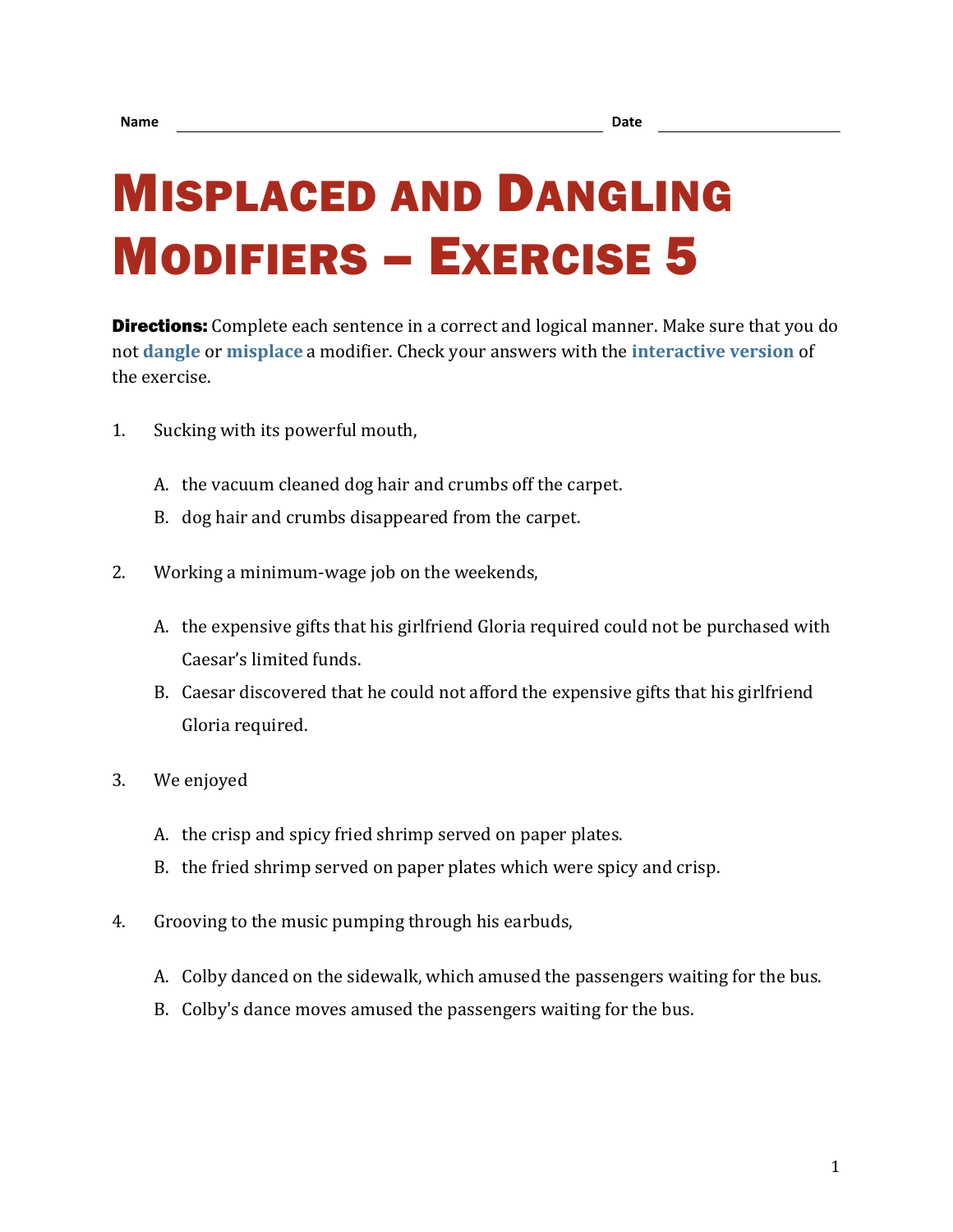Name ______________________________ Date ______________

# Misplaced and Dangling Modifiers – Exercise 5

**Directions:** Complete each sentence in a correct and logical manner. Make sure that you do not **dangle** or **misplace** a modifier. Check your answers with the **interactive version** of the exercise.

1. Sucking with its powerful mouth,

   A. the vacuum cleaned dog hair and crumbs off the carpet.

   B. dog hair and crumbs disappeared from the carpet.

2. Working a minimum-wage job on the weekends,

   A. the expensive gifts that his girlfriend Gloria required could not be purchased with Caesar's limited funds.

   B. Caesar discovered that he could not afford the expensive gifts that his girlfriend Gloria required.

3. We enjoyed

   A. the crisp and spicy fried shrimp served on paper plates.

   B. the fried shrimp served on paper plates which were spicy and crisp.

4. Grooving to the music pumping through his earbuds,

   A. Colby danced on the sidewalk, which amused the passengers waiting for the bus.

   B. Colby's dance moves amused the passengers waiting for the bus.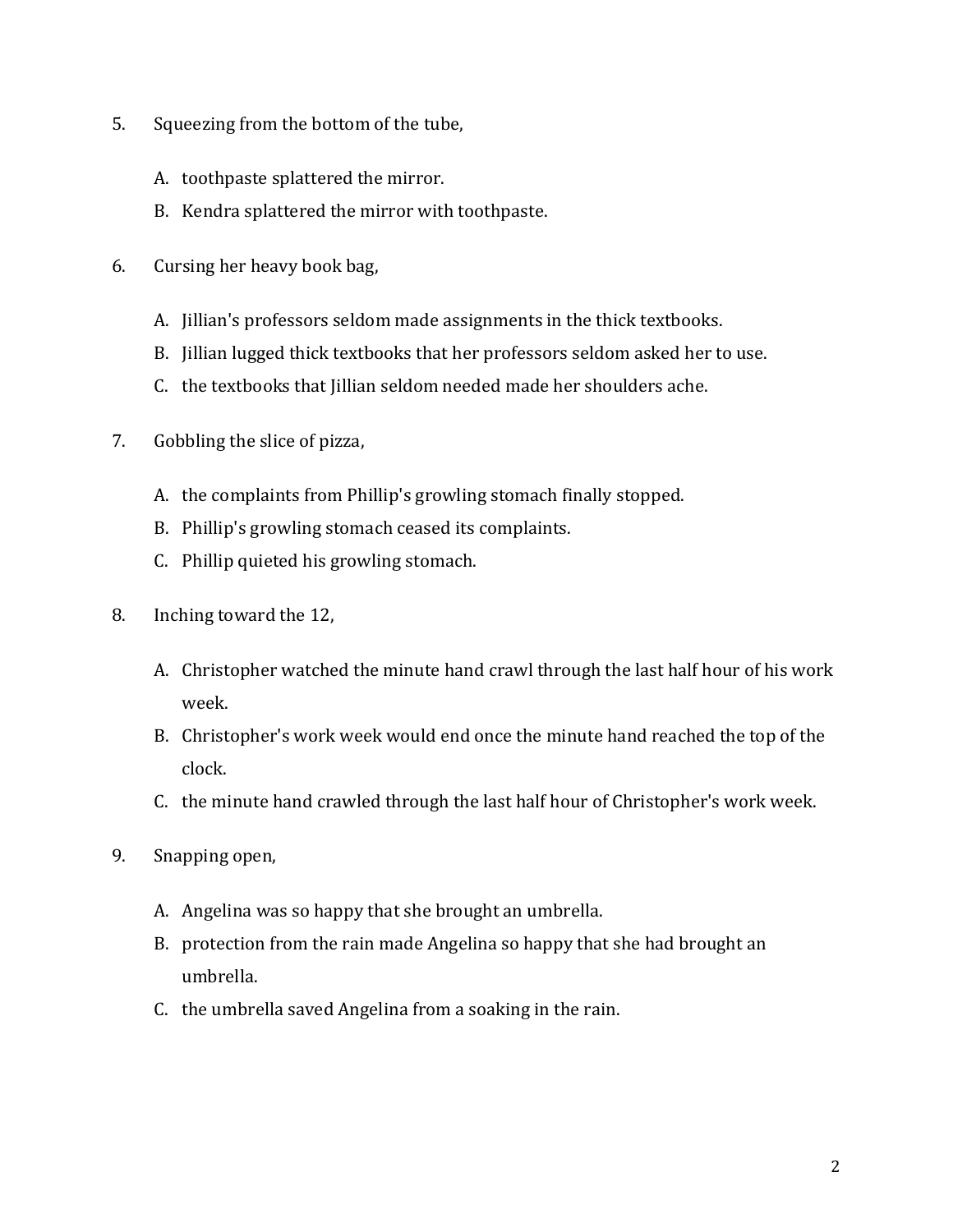5. Squeezing from the bottom of the tube,

   A. toothpaste splattered the mirror.
   B. Kendra splattered the mirror with toothpaste.

6. Cursing her heavy book bag,

   A. Jillian's professors seldom made assignments in the thick textbooks.
   B. Jillian lugged thick textbooks that her professors seldom asked her to use.
   C. the textbooks that Jillian seldom needed made her shoulders ache.

7. Gobbling the slice of pizza,

   A. the complaints from Phillip's growling stomach finally stopped.
   B. Phillip's growling stomach ceased its complaints.
   C. Phillip quieted his growling stomach.

8. Inching toward the 12,

   A. Christopher watched the minute hand crawl through the last half hour of his work week.
   B. Christopher's work week would end once the minute hand reached the top of the clock.
   C. the minute hand crawled through the last half hour of Christopher's work week.

9. Snapping open,

   A. Angelina was so happy that she brought an umbrella.
   B. protection from the rain made Angelina so happy that she had brought an umbrella.
   C. the umbrella saved Angelina from a soaking in the rain.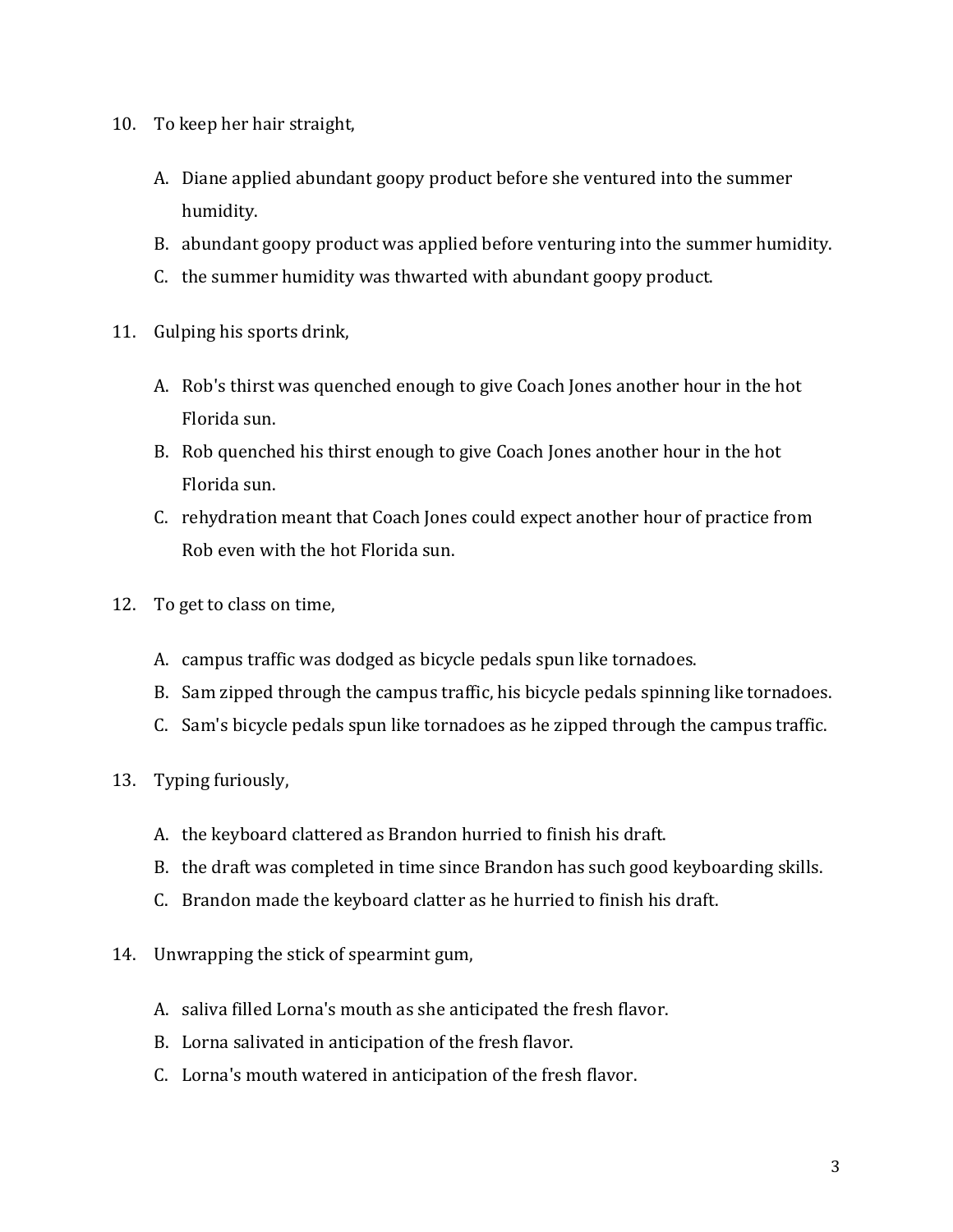10. To keep her hair straight,

    A. Diane applied abundant goopy product before she ventured into the summer humidity.
    B. abundant goopy product was applied before venturing into the summer humidity.
    C. the summer humidity was thwarted with abundant goopy product.

11. Gulping his sports drink,

    A. Rob's thirst was quenched enough to give Coach Jones another hour in the hot Florida sun.
    B. Rob quenched his thirst enough to give Coach Jones another hour in the hot Florida sun.
    C. rehydration meant that Coach Jones could expect another hour of practice from Rob even with the hot Florida sun.

12. To get to class on time,

    A. campus traffic was dodged as bicycle pedals spun like tornadoes.
    B. Sam zipped through the campus traffic, his bicycle pedals spinning like tornadoes.
    C. Sam's bicycle pedals spun like tornadoes as he zipped through the campus traffic.

13. Typing furiously,

    A. the keyboard clattered as Brandon hurried to finish his draft.
    B. the draft was completed in time since Brandon has such good keyboarding skills.
    C. Brandon made the keyboard clatter as he hurried to finish his draft.

14. Unwrapping the stick of spearmint gum,

    A. saliva filled Lorna's mouth as she anticipated the fresh flavor.
    B. Lorna salivated in anticipation of the fresh flavor.
    C. Lorna's mouth watered in anticipation of the fresh flavor.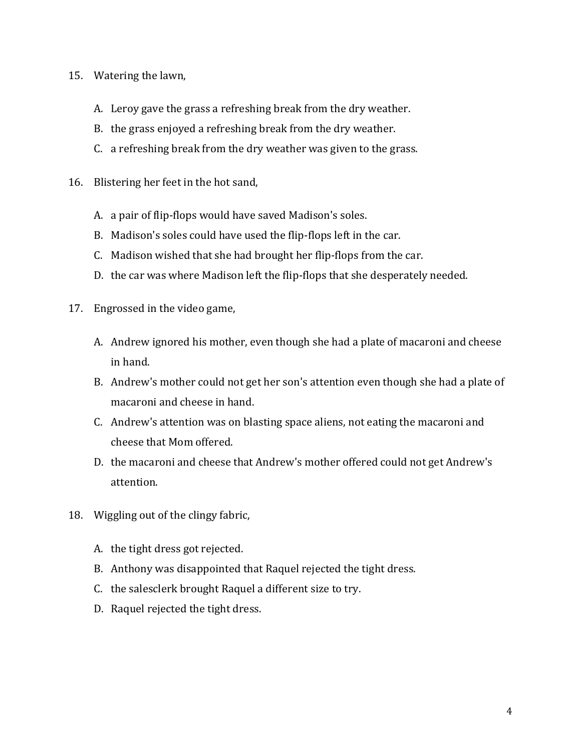15. Watering the lawn,

    A. Leroy gave the grass a refreshing break from the dry weather.
    B. the grass enjoyed a refreshing break from the dry weather.
    C. a refreshing break from the dry weather was given to the grass.

16. Blistering her feet in the hot sand,

    A. a pair of flip-flops would have saved Madison's soles.
    B. Madison's soles could have used the flip-flops left in the car.
    C. Madison wished that she had brought her flip-flops from the car.
    D. the car was where Madison left the flip-flops that she desperately needed.

17. Engrossed in the video game,

    A. Andrew ignored his mother, even though she had a plate of macaroni and cheese in hand.
    B. Andrew's mother could not get her son's attention even though she had a plate of macaroni and cheese in hand.
    C. Andrew's attention was on blasting space aliens, not eating the macaroni and cheese that Mom offered.
    D. the macaroni and cheese that Andrew's mother offered could not get Andrew's attention.

18. Wiggling out of the clingy fabric,

    A. the tight dress got rejected.
    B. Anthony was disappointed that Raquel rejected the tight dress.
    C. the salesclerk brought Raquel a different size to try.
    D. Raquel rejected the tight dress.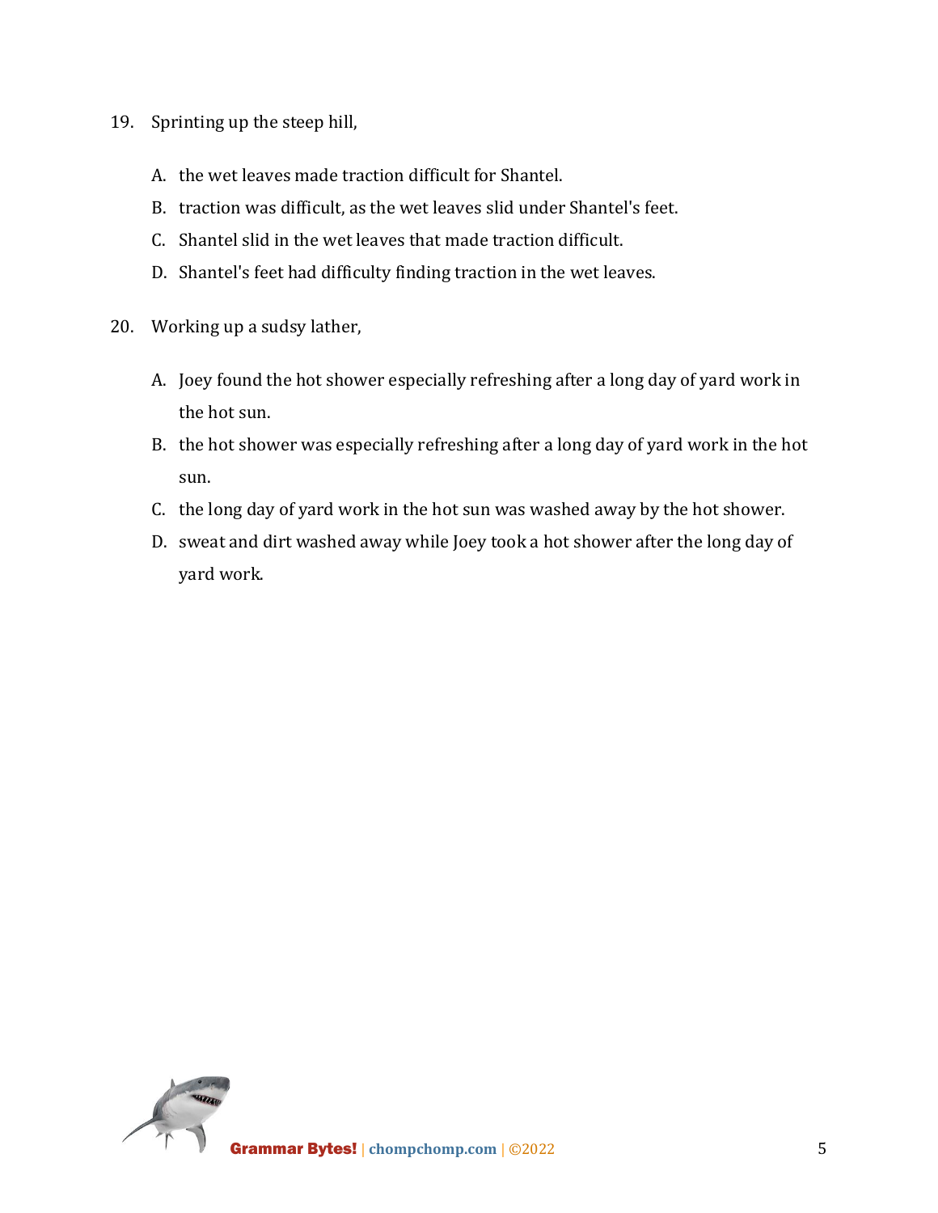19. Sprinting up the steep hill,

    A. the wet leaves made traction difficult for Shantel.
    B. traction was difficult, as the wet leaves slid under Shantel's feet.
    C. Shantel slid in the wet leaves that made traction difficult.
    D. Shantel's feet had difficulty finding traction in the wet leaves.

20. Working up a sudsy lather,

    A. Joey found the hot shower especially refreshing after a long day of yard work in the hot sun.
    B. the hot shower was especially refreshing after a long day of yard work in the hot sun.
    C. the long day of yard work in the hot sun was washed away by the hot shower.
    D. sweat and dirt washed away while Joey took a hot shower after the long day of yard work.

**Grammar Bytes!** | chompchomp.com | ©2022